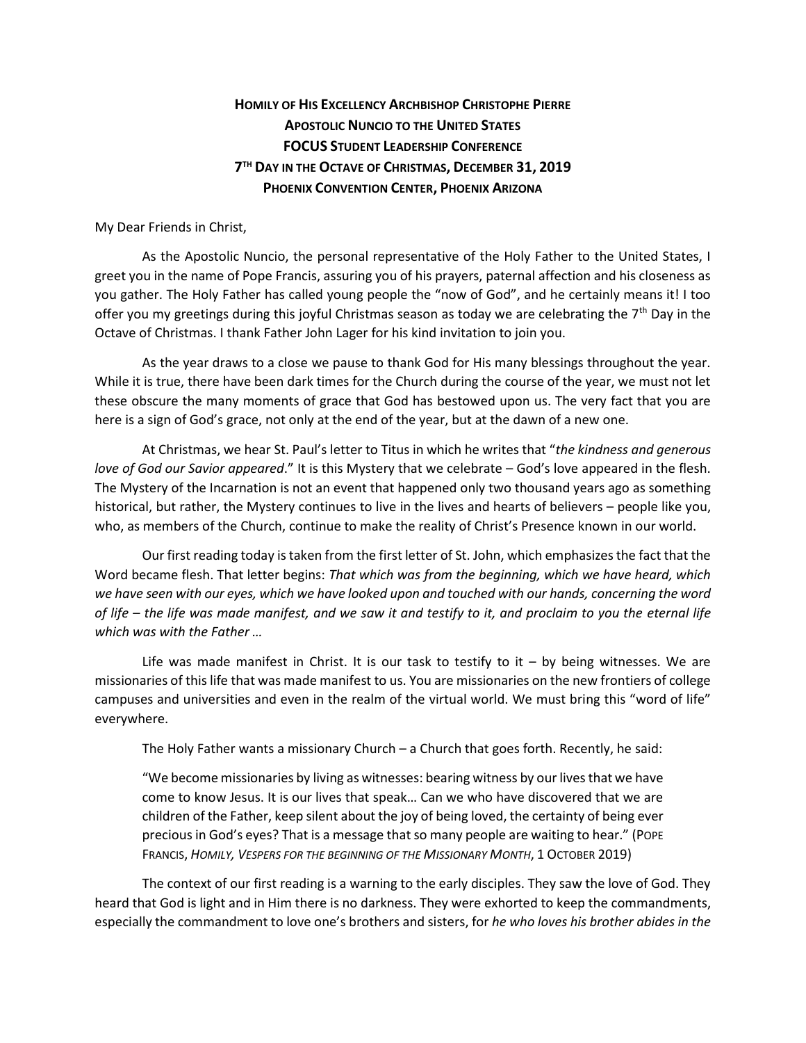# Homily of His Excellency Archbishop Christophe Pierre
## Apostolic Nuncio to the United States
## FOCUS Student Leadership Conference
## 7th Day in the Octave of Christmas, December 31, 2019
## Phoenix Convention Center, Phoenix Arizona

My Dear Friends in Christ,

As the Apostolic Nuncio, the personal representative of the Holy Father to the United States, I greet you in the name of Pope Francis, assuring you of his prayers, paternal affection and his closeness as you gather. The Holy Father has called young people the "now of God", and he certainly means it! I too offer you my greetings during this joyful Christmas season as today we are celebrating the 7th Day in the Octave of Christmas. I thank Father John Lager for his kind invitation to join you.

As the year draws to a close we pause to thank God for His many blessings throughout the year. While it is true, there have been dark times for the Church during the course of the year, we must not let these obscure the many moments of grace that God has bestowed upon us. The very fact that you are here is a sign of God's grace, not only at the end of the year, but at the dawn of a new one.

At Christmas, we hear St. Paul's letter to Titus in which he writes that "*the kindness and generous love of God our Savior appeared*." It is this Mystery that we celebrate – God's love appeared in the flesh. The Mystery of the Incarnation is not an event that happened only two thousand years ago as something historical, but rather, the Mystery continues to live in the lives and hearts of believers – people like you, who, as members of the Church, continue to make the reality of Christ's Presence known in our world.

Our first reading today is taken from the first letter of St. John, which emphasizes the fact that the Word became flesh. That letter begins: *That which was from the beginning, which we have heard, which we have seen with our eyes, which we have looked upon and touched with our hands, concerning the word of life – the life was made manifest, and we saw it and testify to it, and proclaim to you the eternal life which was with the Father …*

Life was made manifest in Christ. It is our task to testify to it – by being witnesses. We are missionaries of this life that was made manifest to us. You are missionaries on the new frontiers of college campuses and universities and even in the realm of the virtual world. We must bring this "word of life" everywhere.

The Holy Father wants a missionary Church – a Church that goes forth. Recently, he said:

> "We become missionaries by living as witnesses: bearing witness by our lives that we have come to know Jesus. It is our lives that speak… Can we who have discovered that we are children of the Father, keep silent about the joy of being loved, the certainty of being ever precious in God's eyes? That is a message that so many people are waiting to hear." (Pope Francis, *Homily, Vespers for the beginning of the Missionary Month*, 1 October 2019)

The context of our first reading is a warning to the early disciples. They saw the love of God. They heard that God is light and in Him there is no darkness. They were exhorted to keep the commandments, especially the commandment to love one's brothers and sisters, for *he who loves his brother abides in the*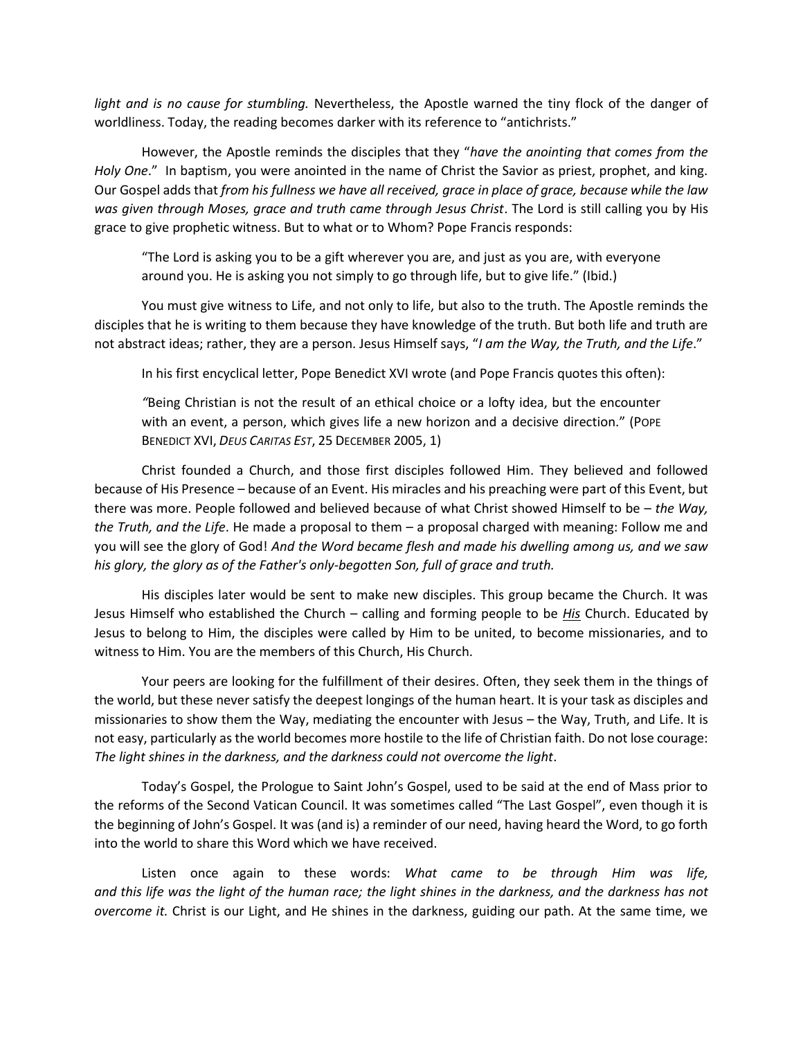*light and is no cause for stumbling.* Nevertheless, the Apostle warned the tiny flock of the danger of worldliness. Today, the reading becomes darker with its reference to "antichrists."

However, the Apostle reminds the disciples that they "*have the anointing that comes from the Holy One*." In baptism, you were anointed in the name of Christ the Savior as priest, prophet, and king. Our Gospel adds that *from his fullness we have all received, grace in place of grace, because while the law was given through Moses, grace and truth came through Jesus Christ*. The Lord is still calling you by His grace to give prophetic witness. But to what or to Whom? Pope Francis responds:

> "The Lord is asking you to be a gift wherever you are, and just as you are, with everyone around you. He is asking you not simply to go through life, but to give life." (Ibid.)

You must give witness to Life, and not only to life, but also to the truth. The Apostle reminds the disciples that he is writing to them because they have knowledge of the truth. But both life and truth are not abstract ideas; rather, they are a person. Jesus Himself says, "*I am the Way, the Truth, and the Life*."

In his first encyclical letter, Pope Benedict XVI wrote (and Pope Francis quotes this often):

> *"*Being Christian is not the result of an ethical choice or a lofty idea, but the encounter with an event, a person, which gives life a new horizon and a decisive direction." (POPE BENEDICT XVI, *DEUS CARITAS EST*, 25 DECEMBER 2005, 1)

Christ founded a Church, and those first disciples followed Him. They believed and followed because of His Presence – because of an Event. His miracles and his preaching were part of this Event, but there was more. People followed and believed because of what Christ showed Himself to be – *the Way, the Truth, and the Life*. He made a proposal to them – a proposal charged with meaning: Follow me and you will see the glory of God! *And the Word became flesh and made his dwelling among us, and we saw his glory, the glory as of the Father's only-begotten Son, full of grace and truth.*

His disciples later would be sent to make new disciples. This group became the Church. It was Jesus Himself who established the Church – calling and forming people to be ***His*** Church. Educated by Jesus to belong to Him, the disciples were called by Him to be united, to become missionaries, and to witness to Him. You are the members of this Church, His Church.

Your peers are looking for the fulfillment of their desires. Often, they seek them in the things of the world, but these never satisfy the deepest longings of the human heart. It is your task as disciples and missionaries to show them the Way, mediating the encounter with Jesus – the Way, Truth, and Life. It is not easy, particularly as the world becomes more hostile to the life of Christian faith. Do not lose courage: *The light shines in the darkness, and the darkness could not overcome the light*.

Today's Gospel, the Prologue to Saint John's Gospel, used to be said at the end of Mass prior to the reforms of the Second Vatican Council. It was sometimes called "The Last Gospel", even though it is the beginning of John's Gospel. It was (and is) a reminder of our need, having heard the Word, to go forth into the world to share this Word which we have received.

Listen once again to these words: *What came to be through Him was life, and this life was the light of the human race; the light shines in the darkness, and the darkness has not overcome it.* Christ is our Light, and He shines in the darkness, guiding our path. At the same time, we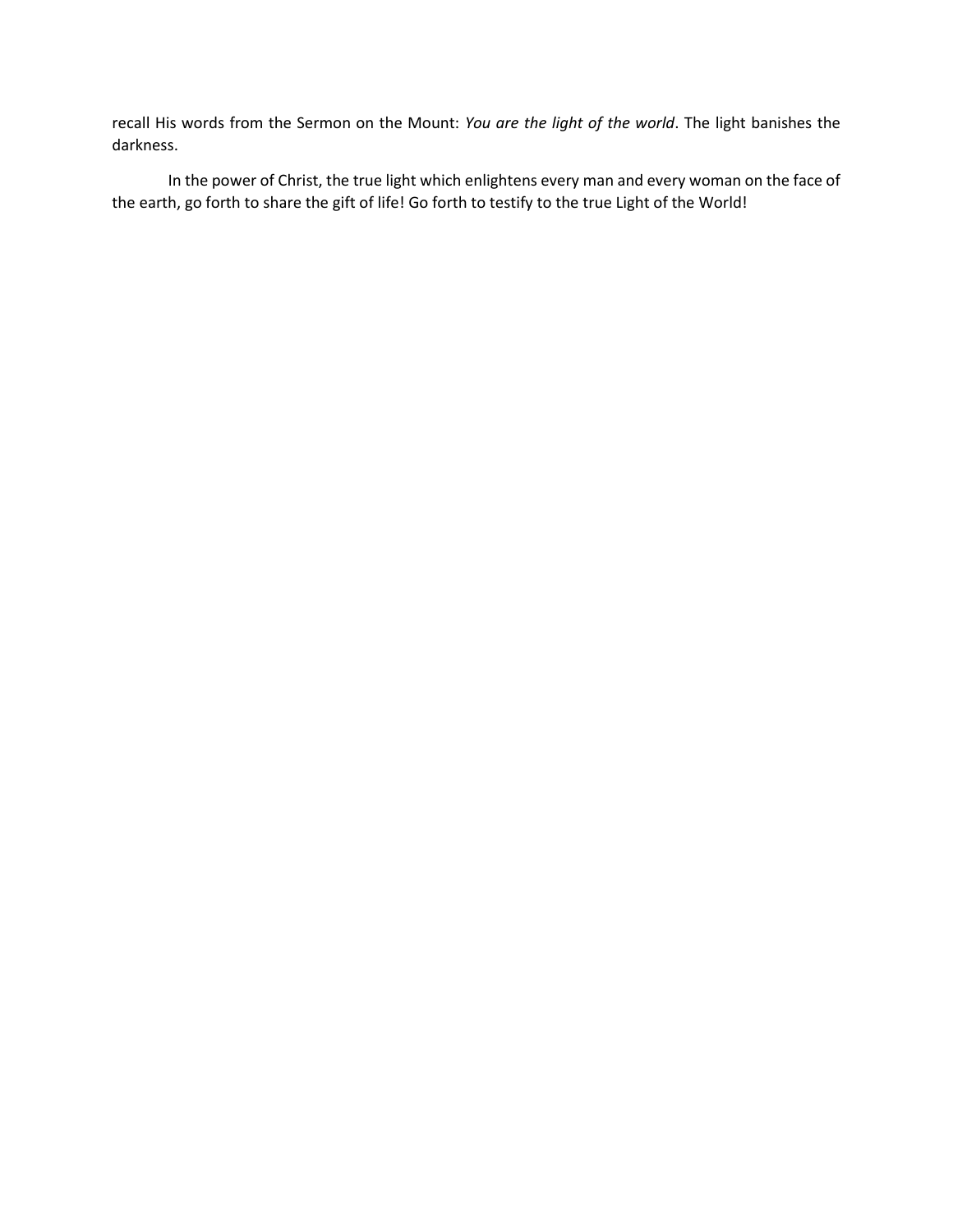recall His words from the Sermon on the Mount: *You are the light of the world*. The light banishes the darkness.

In the power of Christ, the true light which enlightens every man and every woman on the face of the earth, go forth to share the gift of life! Go forth to testify to the true Light of the World!